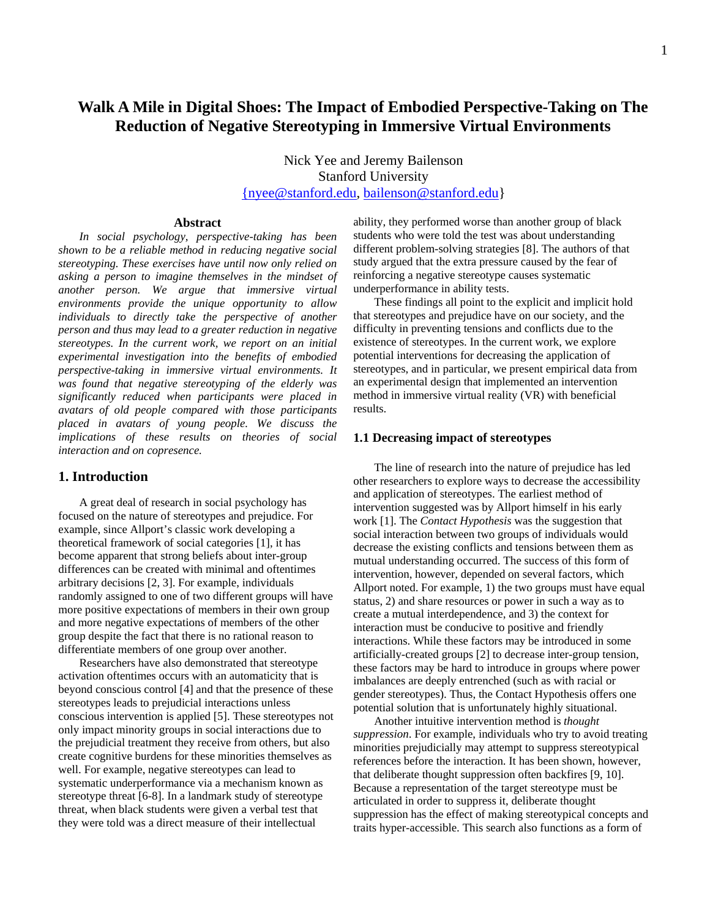# Walk A Mile in Digital Shoes: The Impact of Embodied Perspective-Taking on The Reduction of Negative Stereotyping in Immersive Virtual Environments

Nick Yee and Jeremy Bailenson
Stanford University
{nyee@stanford.edu, bailenson@stanford.edu}

### Abstract

*In social psychology, perspective-taking has been shown to be a reliable method in reducing negative social stereotyping. These exercises have until now only relied on asking a person to imagine themselves in the mindset of another person. We argue that immersive virtual environments provide the unique opportunity to allow individuals to directly take the perspective of another person and thus may lead to a greater reduction in negative stereotypes. In the current work, we report on an initial experimental investigation into the benefits of embodied perspective-taking in immersive virtual environments. It was found that negative stereotyping of the elderly was significantly reduced when participants were placed in avatars of old people compared with those participants placed in avatars of young people. We discuss the implications of these results on theories of social interaction and on copresence.*

## 1. Introduction

A great deal of research in social psychology has focused on the nature of stereotypes and prejudice. For example, since Allport's classic work developing a theoretical framework of social categories [1], it has become apparent that strong beliefs about inter-group differences can be created with minimal and oftentimes arbitrary decisions [2, 3]. For example, individuals randomly assigned to one of two different groups will have more positive expectations of members in their own group and more negative expectations of members of the other group despite the fact that there is no rational reason to differentiate members of one group over another.

Researchers have also demonstrated that stereotype activation oftentimes occurs with an automaticity that is beyond conscious control [4] and that the presence of these stereotypes leads to prejudicial interactions unless conscious intervention is applied [5]. These stereotypes not only impact minority groups in social interactions due to the prejudicial treatment they receive from others, but also create cognitive burdens for these minorities themselves as well. For example, negative stereotypes can lead to systematic underperformance via a mechanism known as stereotype threat [6-8]. In a landmark study of stereotype threat, when black students were given a verbal test that they were told was a direct measure of their intellectual ability, they performed worse than another group of black students who were told the test was about understanding different problem-solving strategies [8]. The authors of that study argued that the extra pressure caused by the fear of reinforcing a negative stereotype causes systematic underperformance in ability tests.

These findings all point to the explicit and implicit hold that stereotypes and prejudice have on our society, and the difficulty in preventing tensions and conflicts due to the existence of stereotypes. In the current work, we explore potential interventions for decreasing the application of stereotypes, and in particular, we present empirical data from an experimental design that implemented an intervention method in immersive virtual reality (VR) with beneficial results.

### 1.1 Decreasing impact of stereotypes

The line of research into the nature of prejudice has led other researchers to explore ways to decrease the accessibility and application of stereotypes. The earliest method of intervention suggested was by Allport himself in his early work [1]. The *Contact Hypothesis* was the suggestion that social interaction between two groups of individuals would decrease the existing conflicts and tensions between them as mutual understanding occurred. The success of this form of intervention, however, depended on several factors, which Allport noted. For example, 1) the two groups must have equal status, 2) and share resources or power in such a way as to create a mutual interdependence, and 3) the context for interaction must be conducive to positive and friendly interactions. While these factors may be introduced in some artificially-created groups [2] to decrease inter-group tension, these factors may be hard to introduce in groups where power imbalances are deeply entrenched (such as with racial or gender stereotypes). Thus, the Contact Hypothesis offers one potential solution that is unfortunately highly situational.

Another intuitive intervention method is *thought suppression*. For example, individuals who try to avoid treating minorities prejudicially may attempt to suppress stereotypical references before the interaction. It has been shown, however, that deliberate thought suppression often backfires [9, 10]. Because a representation of the target stereotype must be articulated in order to suppress it, deliberate thought suppression has the effect of making stereotypical concepts and traits hyper-accessible. This search also functions as a form of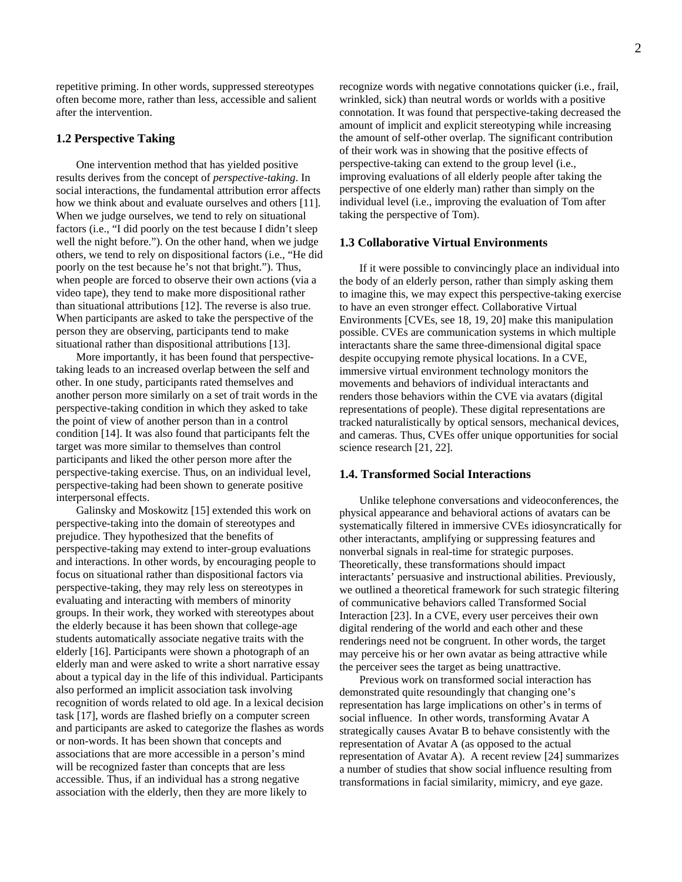repetitive priming. In other words, suppressed stereotypes often become more, rather than less, accessible and salient after the intervention.

### 1.2 Perspective Taking

One intervention method that has yielded positive results derives from the concept of *perspective-taking*. In social interactions, the fundamental attribution error affects how we think about and evaluate ourselves and others [11]. When we judge ourselves, we tend to rely on situational factors (i.e., "I did poorly on the test because I didn't sleep well the night before."). On the other hand, when we judge others, we tend to rely on dispositional factors (i.e., "He did poorly on the test because he's not that bright."). Thus, when people are forced to observe their own actions (via a video tape), they tend to make more dispositional rather than situational attributions [12]. The reverse is also true. When participants are asked to take the perspective of the person they are observing, participants tend to make situational rather than dispositional attributions [13].

More importantly, it has been found that perspective-taking leads to an increased overlap between the self and other. In one study, participants rated themselves and another person more similarly on a set of trait words in the perspective-taking condition in which they asked to take the point of view of another person than in a control condition [14]. It was also found that participants felt the target was more similar to themselves than control participants and liked the other person more after the perspective-taking exercise. Thus, on an individual level, perspective-taking had been shown to generate positive interpersonal effects.

Galinsky and Moskowitz [15] extended this work on perspective-taking into the domain of stereotypes and prejudice. They hypothesized that the benefits of perspective-taking may extend to inter-group evaluations and interactions. In other words, by encouraging people to focus on situational rather than dispositional factors via perspective-taking, they may rely less on stereotypes in evaluating and interacting with members of minority groups. In their work, they worked with stereotypes about the elderly because it has been shown that college-age students automatically associate negative traits with the elderly [16]. Participants were shown a photograph of an elderly man and were asked to write a short narrative essay about a typical day in the life of this individual. Participants also performed an implicit association task involving recognition of words related to old age. In a lexical decision task [17], words are flashed briefly on a computer screen and participants are asked to categorize the flashes as words or non-words. It has been shown that concepts and associations that are more accessible in a person's mind will be recognized faster than concepts that are less accessible. Thus, if an individual has a strong negative association with the elderly, then they are more likely to recognize words with negative connotations quicker (i.e., frail, wrinkled, sick) than neutral words or worlds with a positive connotation. It was found that perspective-taking decreased the amount of implicit and explicit stereotyping while increasing the amount of self-other overlap. The significant contribution of their work was in showing that the positive effects of perspective-taking can extend to the group level (i.e., improving evaluations of all elderly people after taking the perspective of one elderly man) rather than simply on the individual level (i.e., improving the evaluation of Tom after taking the perspective of Tom).

### 1.3 Collaborative Virtual Environments

If it were possible to convincingly place an individual into the body of an elderly person, rather than simply asking them to imagine this, we may expect this perspective-taking exercise to have an even stronger effect. Collaborative Virtual Environments [CVEs, see 18, 19, 20] make this manipulation possible. CVEs are communication systems in which multiple interactants share the same three-dimensional digital space despite occupying remote physical locations. In a CVE, immersive virtual environment technology monitors the movements and behaviors of individual interactants and renders those behaviors within the CVE via avatars (digital representations of people). These digital representations are tracked naturalistically by optical sensors, mechanical devices, and cameras. Thus, CVEs offer unique opportunities for social science research [21, 22].

### 1.4. Transformed Social Interactions

Unlike telephone conversations and videoconferences, the physical appearance and behavioral actions of avatars can be systematically filtered in immersive CVEs idiosyncratically for other interactants, amplifying or suppressing features and nonverbal signals in real-time for strategic purposes. Theoretically, these transformations should impact interactants' persuasive and instructional abilities. Previously, we outlined a theoretical framework for such strategic filtering of communicative behaviors called Transformed Social Interaction [23]. In a CVE, every user perceives their own digital rendering of the world and each other and these renderings need not be congruent. In other words, the target may perceive his or her own avatar as being attractive while the perceiver sees the target as being unattractive.

Previous work on transformed social interaction has demonstrated quite resoundingly that changing one's representation has large implications on other's in terms of social influence. In other words, transforming Avatar A strategically causes Avatar B to behave consistently with the representation of Avatar A (as opposed to the actual representation of Avatar A). A recent review [24] summarizes a number of studies that show social influence resulting from transformations in facial similarity, mimicry, and eye gaze.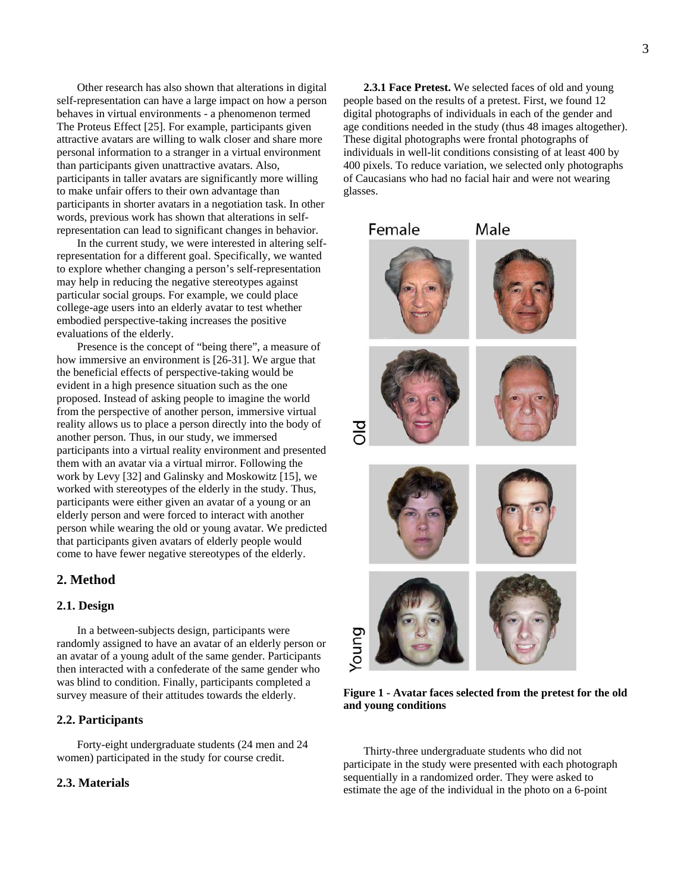Other research has also shown that alterations in digital self-representation can have a large impact on how a person behaves in virtual environments - a phenomenon termed The Proteus Effect [25]. For example, participants given attractive avatars are willing to walk closer and share more personal information to a stranger in a virtual environment than participants given unattractive avatars. Also, participants in taller avatars are significantly more willing to make unfair offers to their own advantage than participants in shorter avatars in a negotiation task. In other words, previous work has shown that alterations in self-representation can lead to significant changes in behavior.

In the current study, we were interested in altering self-representation for a different goal. Specifically, we wanted to explore whether changing a person's self-representation may help in reducing the negative stereotypes against particular social groups. For example, we could place college-age users into an elderly avatar to test whether embodied perspective-taking increases the positive evaluations of the elderly.

Presence is the concept of "being there", a measure of how immersive an environment is [26-31]. We argue that the beneficial effects of perspective-taking would be evident in a high presence situation such as the one proposed. Instead of asking people to imagine the world from the perspective of another person, immersive virtual reality allows us to place a person directly into the body of another person. Thus, in our study, we immersed participants into a virtual reality environment and presented them with an avatar via a virtual mirror. Following the work by Levy [32] and Galinsky and Moskowitz [15], we worked with stereotypes of the elderly in the study. Thus, participants were either given an avatar of a young or an elderly person and were forced to interact with another person while wearing the old or young avatar. We predicted that participants given avatars of elderly people would come to have fewer negative stereotypes of the elderly.

## 2. Method

### 2.1. Design

In a between-subjects design, participants were randomly assigned to have an avatar of an elderly person or an avatar of a young adult of the same gender. Participants then interacted with a confederate of the same gender who was blind to condition. Finally, participants completed a survey measure of their attitudes towards the elderly.

### 2.2. Participants

Forty-eight undergraduate students (24 men and 24 women) participated in the study for course credit.

### 2.3. Materials

**2.3.1 Face Pretest.** We selected faces of old and young people based on the results of a pretest. First, we found 12 digital photographs of individuals in each of the gender and age conditions needed in the study (thus 48 images altogether). These digital photographs were frontal photographs of individuals in well-lit conditions consisting of at least 400 by 400 pixels. To reduce variation, we selected only photographs of Caucasians who had no facial hair and were not wearing glasses.

**Figure 1 - Avatar faces selected from the pretest for the old and young conditions**

Thirty-three undergraduate students who did not participate in the study were presented with each photograph sequentially in a randomized order. They were asked to estimate the age of the individual in the photo on a 6-point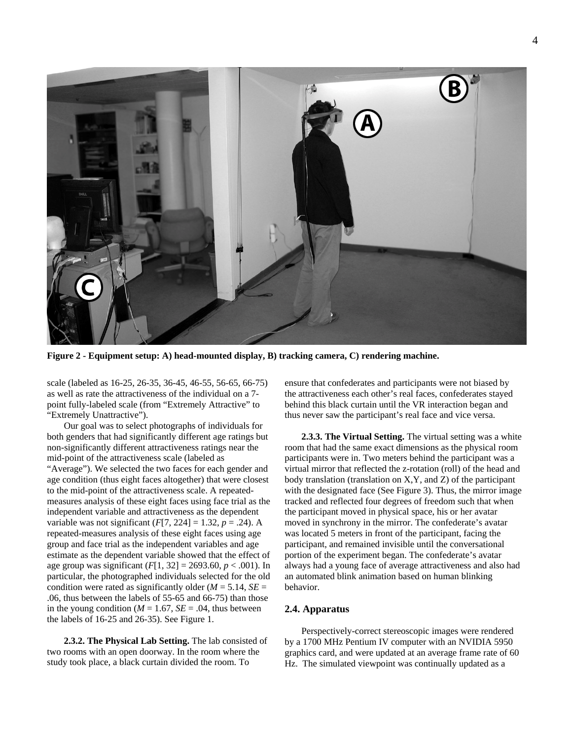**Figure 2 - Equipment setup: A) head-mounted display, B) tracking camera, C) rendering machine.**

scale (labeled as 16-25, 26-35, 36-45, 46-55, 56-65, 66-75) as well as rate the attractiveness of the individual on a 7-point fully-labeled scale (from "Extremely Attractive" to "Extremely Unattractive").

Our goal was to select photographs of individuals for both genders that had significantly different age ratings but non-significantly different attractiveness ratings near the mid-point of the attractiveness scale (labeled as "Average"). We selected the two faces for each gender and age condition (thus eight faces altogether) that were closest to the mid-point of the attractiveness scale. A repeated-measures analysis of these eight faces using face trial as the independent variable and attractiveness as the dependent variable was not significant ($F[7, 224] = 1.32$, $p = .24$). A repeated-measures analysis of these eight faces using age group and face trial as the independent variables and age estimate as the dependent variable showed that the effect of age group was significant ($F[1, 32] = 2693.60$, $p < .001$). In particular, the photographed individuals selected for the old condition were rated as significantly older ($M = 5.14$, $SE = .06$, thus between the labels of 55-65 and 66-75) than those in the young condition ($M = 1.67$, $SE = .04$, thus between the labels of 16-25 and 26-35). See Figure 1.

**2.3.2. The Physical Lab Setting.** The lab consisted of two rooms with an open doorway. In the room where the study took place, a black curtain divided the room. To ensure that confederates and participants were not biased by the attractiveness each other's real faces, confederates stayed behind this black curtain until the VR interaction began and thus never saw the participant's real face and vice versa.

**2.3.3. The Virtual Setting.** The virtual setting was a white room that had the same exact dimensions as the physical room participants were in. Two meters behind the participant was a virtual mirror that reflected the z-rotation (roll) of the head and body translation (translation on X,Y, and Z) of the participant with the designated face (See Figure 3). Thus, the mirror image tracked and reflected four degrees of freedom such that when the participant moved in physical space, his or her avatar moved in synchrony in the mirror. The confederate's avatar was located 5 meters in front of the participant, facing the participant, and remained invisible until the conversational portion of the experiment began. The confederate's avatar always had a young face of average attractiveness and also had an automated blink animation based on human blinking behavior.

## 2.4. Apparatus

Perspectively-correct stereoscopic images were rendered by a 1700 MHz Pentium IV computer with an NVIDIA 5950 graphics card, and were updated at an average frame rate of 60 Hz. The simulated viewpoint was continually updated as a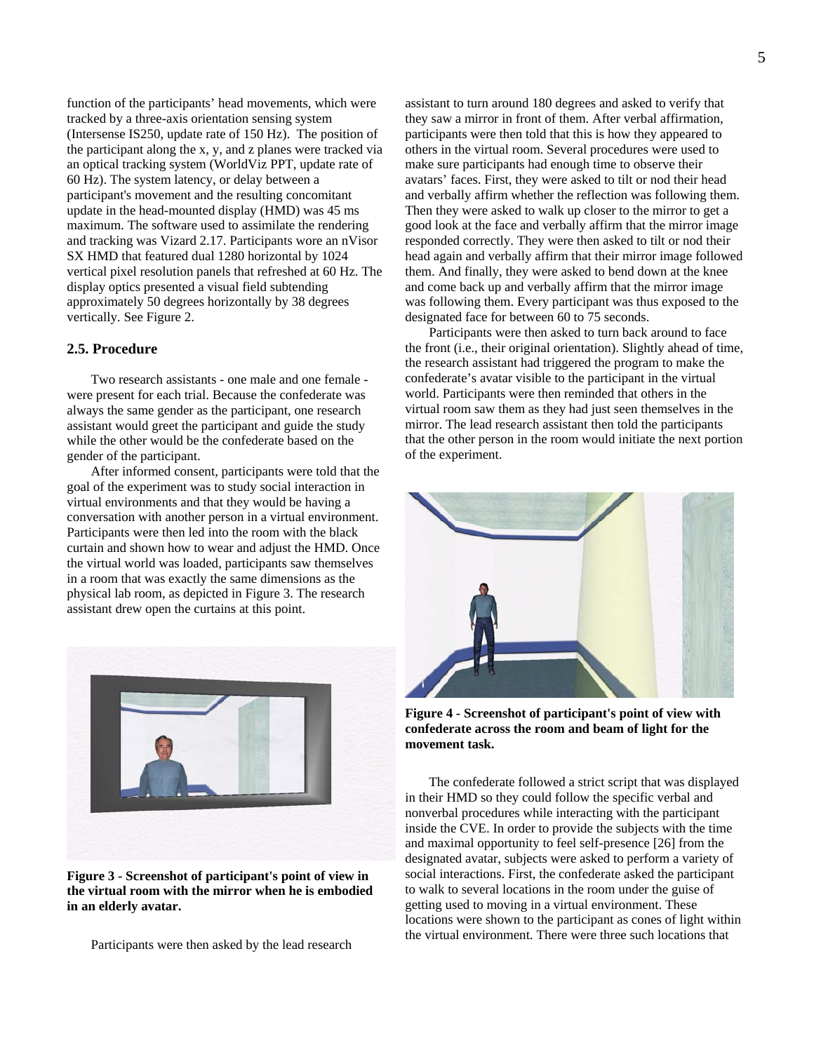function of the participants' head movements, which were tracked by a three-axis orientation sensing system (Intersense IS250, update rate of 150 Hz). The position of the participant along the x, y, and z planes were tracked via an optical tracking system (WorldViz PPT, update rate of 60 Hz). The system latency, or delay between a participant's movement and the resulting concomitant update in the head-mounted display (HMD) was 45 ms maximum. The software used to assimilate the rendering and tracking was Vizard 2.17. Participants wore an nVisor SX HMD that featured dual 1280 horizontal by 1024 vertical pixel resolution panels that refreshed at 60 Hz. The display optics presented a visual field subtending approximately 50 degrees horizontally by 38 degrees vertically. See Figure 2.

### 2.5. Procedure

Two research assistants - one male and one female - were present for each trial. Because the confederate was always the same gender as the participant, one research assistant would greet the participant and guide the study while the other would be the confederate based on the gender of the participant.

After informed consent, participants were told that the goal of the experiment was to study social interaction in virtual environments and that they would be having a conversation with another person in a virtual environment. Participants were then led into the room with the black curtain and shown how to wear and adjust the HMD. Once the virtual world was loaded, participants saw themselves in a room that was exactly the same dimensions as the physical lab room, as depicted in Figure 3. The research assistant drew open the curtains at this point.

**Figure 3 - Screenshot of participant's point of view in the virtual room with the mirror when he is embodied in an elderly avatar.**

Participants were then asked by the lead research assistant to turn around 180 degrees and asked to verify that they saw a mirror in front of them. After verbal affirmation, participants were then told that this is how they appeared to others in the virtual room. Several procedures were used to make sure participants had enough time to observe their avatars' faces. First, they were asked to tilt or nod their head and verbally affirm whether the reflection was following them. Then they were asked to walk up closer to the mirror to get a good look at the face and verbally affirm that the mirror image responded correctly. They were then asked to tilt or nod their head again and verbally affirm that their mirror image followed them. And finally, they were asked to bend down at the knee and come back up and verbally affirm that the mirror image was following them. Every participant was thus exposed to the designated face for between 60 to 75 seconds.

Participants were then asked to turn back around to face the front (i.e., their original orientation). Slightly ahead of time, the research assistant had triggered the program to make the confederate's avatar visible to the participant in the virtual world. Participants were then reminded that others in the virtual room saw them as they had just seen themselves in the mirror. The lead research assistant then told the participants that the other person in the room would initiate the next portion of the experiment.

**Figure 4 - Screenshot of participant's point of view with confederate across the room and beam of light for the movement task.**

The confederate followed a strict script that was displayed in their HMD so they could follow the specific verbal and nonverbal procedures while interacting with the participant inside the CVE. In order to provide the subjects with the time and maximal opportunity to feel self-presence [26] from the designated avatar, subjects were asked to perform a variety of social interactions. First, the confederate asked the participant to walk to several locations in the room under the guise of getting used to moving in a virtual environment. These locations were shown to the participant as cones of light within the virtual environment. There were three such locations that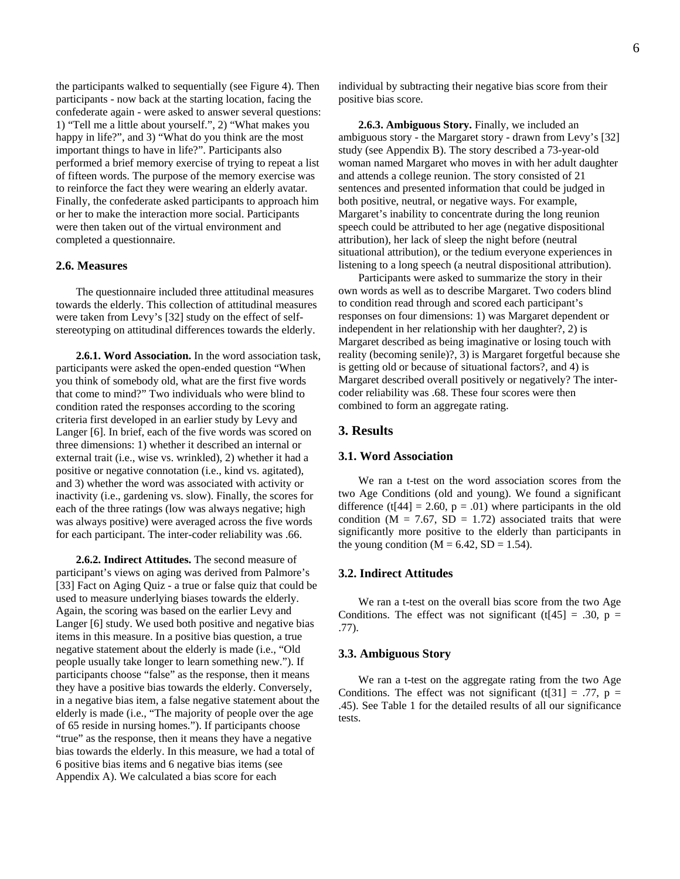the participants walked to sequentially (see Figure 4). Then participants - now back at the starting location, facing the confederate again - were asked to answer several questions: 1) "Tell me a little about yourself.", 2) "What makes you happy in life?", and 3) "What do you think are the most important things to have in life?". Participants also performed a brief memory exercise of trying to repeat a list of fifteen words. The purpose of the memory exercise was to reinforce the fact they were wearing an elderly avatar. Finally, the confederate asked participants to approach him or her to make the interaction more social. Participants were then taken out of the virtual environment and completed a questionnaire.

## 2.6. Measures

The questionnaire included three attitudinal measures towards the elderly. This collection of attitudinal measures were taken from Levy's [32] study on the effect of self-stereotyping on attitudinal differences towards the elderly.

**2.6.1. Word Association.** In the word association task, participants were asked the open-ended question "When you think of somebody old, what are the first five words that come to mind?" Two individuals who were blind to condition rated the responses according to the scoring criteria first developed in an earlier study by Levy and Langer [6]. In brief, each of the five words was scored on three dimensions: 1) whether it described an internal or external trait (i.e., wise vs. wrinkled), 2) whether it had a positive or negative connotation (i.e., kind vs. agitated), and 3) whether the word was associated with activity or inactivity (i.e., gardening vs. slow). Finally, the scores for each of the three ratings (low was always negative; high was always positive) were averaged across the five words for each participant. The inter-coder reliability was .66.

**2.6.2. Indirect Attitudes.** The second measure of participant's views on aging was derived from Palmore's [33] Fact on Aging Quiz - a true or false quiz that could be used to measure underlying biases towards the elderly. Again, the scoring was based on the earlier Levy and Langer [6] study. We used both positive and negative bias items in this measure. In a positive bias question, a true negative statement about the elderly is made (i.e., "Old people usually take longer to learn something new."). If participants choose "false" as the response, then it means they have a positive bias towards the elderly. Conversely, in a negative bias item, a false negative statement about the elderly is made (i.e., "The majority of people over the age of 65 reside in nursing homes."). If participants choose "true" as the response, then it means they have a negative bias towards the elderly. In this measure, we had a total of 6 positive bias items and 6 negative bias items (see Appendix A). We calculated a bias score for each individual by subtracting their negative bias score from their positive bias score.

**2.6.3. Ambiguous Story.** Finally, we included an ambiguous story - the Margaret story - drawn from Levy's [32] study (see Appendix B). The story described a 73-year-old woman named Margaret who moves in with her adult daughter and attends a college reunion. The story consisted of 21 sentences and presented information that could be judged in both positive, neutral, or negative ways. For example, Margaret's inability to concentrate during the long reunion speech could be attributed to her age (negative dispositional attribution), her lack of sleep the night before (neutral situational attribution), or the tedium everyone experiences in listening to a long speech (a neutral dispositional attribution).

Participants were asked to summarize the story in their own words as well as to describe Margaret. Two coders blind to condition read through and scored each participant's responses on four dimensions: 1) was Margaret dependent or independent in her relationship with her daughter?, 2) is Margaret described as being imaginative or losing touch with reality (becoming senile)?, 3) is Margaret forgetful because she is getting old or because of situational factors?, and 4) is Margaret described overall positively or negatively? The inter-coder reliability was .68. These four scores were then combined to form an aggregate rating.

# 3. Results

## 3.1. Word Association

We ran a t-test on the word association scores from the two Age Conditions (old and young). We found a significant difference ($t[44] = 2.60$, $p = .01$) where participants in the old condition ($M = 7.67$, $SD = 1.72$) associated traits that were significantly more positive to the elderly than participants in the young condition ($M = 6.42$, $SD = 1.54$).

## 3.2. Indirect Attitudes

We ran a t-test on the overall bias score from the two Age Conditions. The effect was not significant ($t[45] = .30$, $p = .77$).

## 3.3. Ambiguous Story

We ran a t-test on the aggregate rating from the two Age Conditions. The effect was not significant ($t[31] = .77$, $p = .45$). See Table 1 for the detailed results of all our significance tests.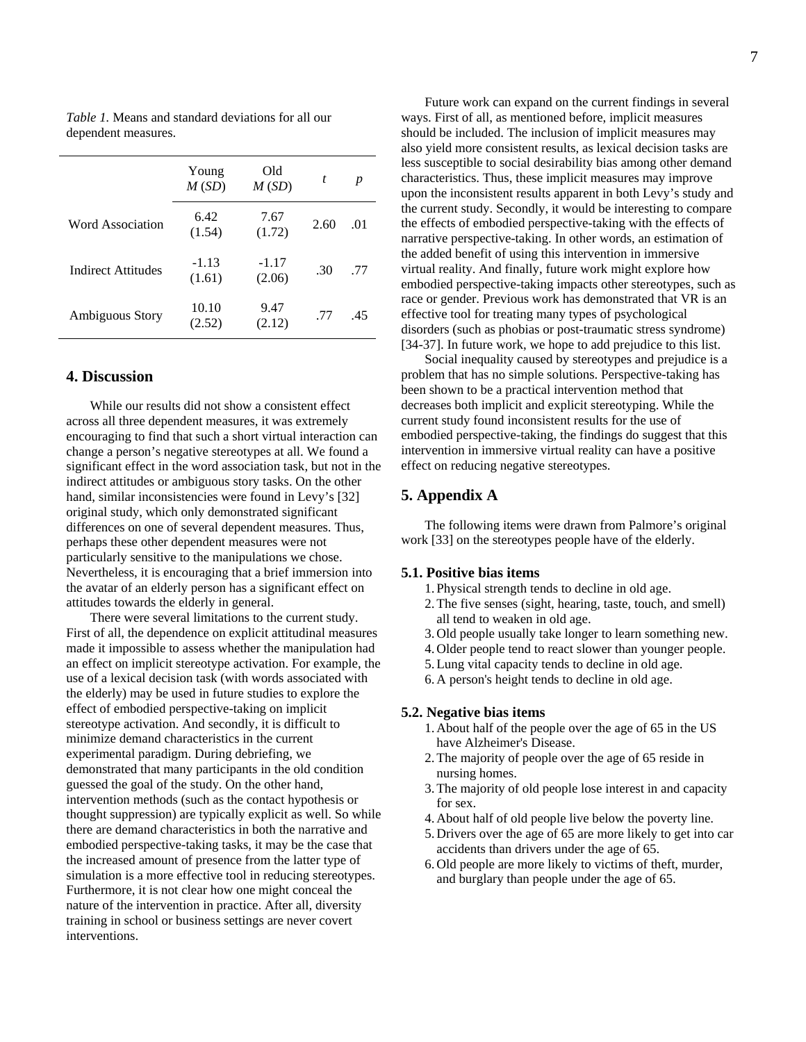*Table 1.* Means and standard deviations for all our dependent measures.

| | Young *M* (*SD*) | Old *M* (*SD*) | *t* | *p* |
|---|---|---|---|---|
| Word Association | 6.42 (1.54) | 7.67 (1.72) | 2.60 | .01 |
| Indirect Attitudes | -1.13 (1.61) | -1.17 (2.06) | .30 | .77 |
| Ambiguous Story | 10.10 (2.52) | 9.47 (2.12) | .77 | .45 |

## 4. Discussion

While our results did not show a consistent effect across all three dependent measures, it was extremely encouraging to find that such a short virtual interaction can change a person's negative stereotypes at all. We found a significant effect in the word association task, but not in the indirect attitudes or ambiguous story tasks. On the other hand, similar inconsistencies were found in Levy's [32] original study, which only demonstrated significant differences on one of several dependent measures. Thus, perhaps these other dependent measures were not particularly sensitive to the manipulations we chose. Nevertheless, it is encouraging that a brief immersion into the avatar of an elderly person has a significant effect on attitudes towards the elderly in general.

There were several limitations to the current study. First of all, the dependence on explicit attitudinal measures made it impossible to assess whether the manipulation had an effect on implicit stereotype activation. For example, the use of a lexical decision task (with words associated with the elderly) may be used in future studies to explore the effect of embodied perspective-taking on implicit stereotype activation. And secondly, it is difficult to minimize demand characteristics in the current experimental paradigm. During debriefing, we demonstrated that many participants in the old condition guessed the goal of the study. On the other hand, intervention methods (such as the contact hypothesis or thought suppression) are typically explicit as well. So while there are demand characteristics in both the narrative and embodied perspective-taking tasks, it may be the case that the increased amount of presence from the latter type of simulation is a more effective tool in reducing stereotypes. Furthermore, it is not clear how one might conceal the nature of the intervention in practice. After all, diversity training in school or business settings are never covert interventions.

Future work can expand on the current findings in several ways. First of all, as mentioned before, implicit measures should be included. The inclusion of implicit measures may also yield more consistent results, as lexical decision tasks are less susceptible to social desirability bias among other demand characteristics. Thus, these implicit measures may improve upon the inconsistent results apparent in both Levy's study and the current study. Secondly, it would be interesting to compare the effects of embodied perspective-taking with the effects of narrative perspective-taking. In other words, an estimation of the added benefit of using this intervention in immersive virtual reality. And finally, future work might explore how embodied perspective-taking impacts other stereotypes, such as race or gender. Previous work has demonstrated that VR is an effective tool for treating many types of psychological disorders (such as phobias or post-traumatic stress syndrome) [34-37]. In future work, we hope to add prejudice to this list.

Social inequality caused by stereotypes and prejudice is a problem that has no simple solutions. Perspective-taking has been shown to be a practical intervention method that decreases both implicit and explicit stereotyping. While the current study found inconsistent results for the use of embodied perspective-taking, the findings do suggest that this intervention in immersive virtual reality can have a positive effect on reducing negative stereotypes.

## 5. Appendix A

The following items were drawn from Palmore's original work [33] on the stereotypes people have of the elderly.

### 5.1. Positive bias items

1. Physical strength tends to decline in old age.
2. The five senses (sight, hearing, taste, touch, and smell) all tend to weaken in old age.
3. Old people usually take longer to learn something new.
4. Older people tend to react slower than younger people.
5. Lung vital capacity tends to decline in old age.
6. A person's height tends to decline in old age.

### 5.2. Negative bias items

1. About half of the people over the age of 65 in the US have Alzheimer's Disease.
2. The majority of people over the age of 65 reside in nursing homes.
3. The majority of old people lose interest in and capacity for sex.
4. About half of old people live below the poverty line.
5. Drivers over the age of 65 are more likely to get into car accidents than drivers under the age of 65.
6. Old people are more likely to victims of theft, murder, and burglary than people under the age of 65.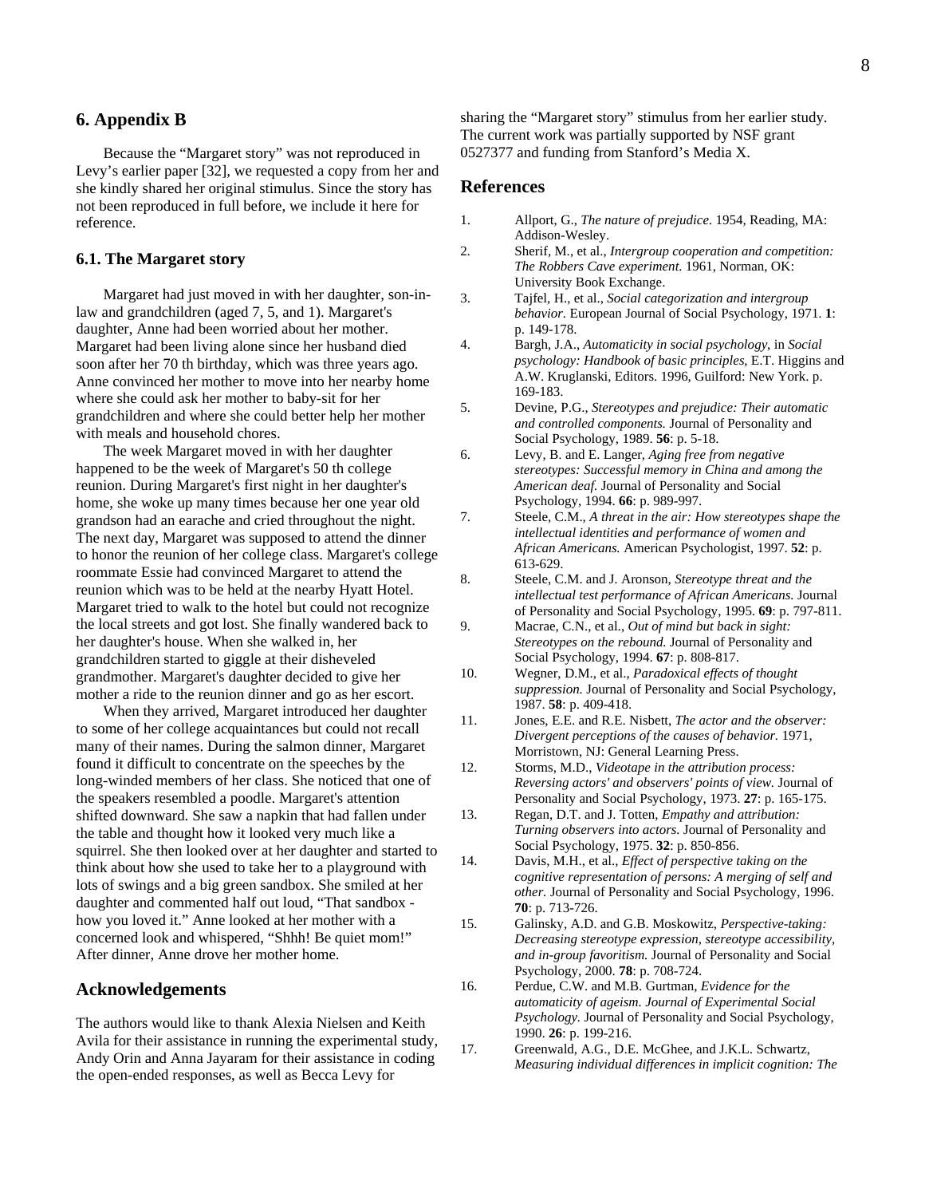## 6. Appendix B

Because the "Margaret story" was not reproduced in Levy's earlier paper [32], we requested a copy from her and she kindly shared her original stimulus. Since the story has not been reproduced in full before, we include it here for reference.

### 6.1. The Margaret story

Margaret had just moved in with her daughter, son-in-law and grandchildren (aged 7, 5, and 1). Margaret's daughter, Anne had been worried about her mother. Margaret had been living alone since her husband died soon after her 70 th birthday, which was three years ago. Anne convinced her mother to move into her nearby home where she could ask her mother to baby-sit for her grandchildren and where she could better help her mother with meals and household chores.

The week Margaret moved in with her daughter happened to be the week of Margaret's 50 th college reunion. During Margaret's first night in her daughter's home, she woke up many times because her one year old grandson had an earache and cried throughout the night. The next day, Margaret was supposed to attend the dinner to honor the reunion of her college class. Margaret's college roommate Essie had convinced Margaret to attend the reunion which was to be held at the nearby Hyatt Hotel. Margaret tried to walk to the hotel but could not recognize the local streets and got lost. She finally wandered back to her daughter's house. When she walked in, her grandchildren started to giggle at their disheveled grandmother. Margaret's daughter decided to give her mother a ride to the reunion dinner and go as her escort.

When they arrived, Margaret introduced her daughter to some of her college acquaintances but could not recall many of their names. During the salmon dinner, Margaret found it difficult to concentrate on the speeches by the long-winded members of her class. She noticed that one of the speakers resembled a poodle. Margaret's attention shifted downward. She saw a napkin that had fallen under the table and thought how it looked very much like a squirrel. She then looked over at her daughter and started to think about how she used to take her to a playground with lots of swings and a big green sandbox. She smiled at her daughter and commented half out loud, "That sandbox - how you loved it." Anne looked at her mother with a concerned look and whispered, "Shhh! Be quiet mom!" After dinner, Anne drove her mother home.

## Acknowledgements

The authors would like to thank Alexia Nielsen and Keith Avila for their assistance in running the experimental study, Andy Orin and Anna Jayaram for their assistance in coding the open-ended responses, as well as Becca Levy for sharing the "Margaret story" stimulus from her earlier study. The current work was partially supported by NSF grant 0527377 and funding from Stanford's Media X.

## References

1. Allport, G., *The nature of prejudice.* 1954, Reading, MA: Addison-Wesley.
2. Sherif, M., et al., *Intergroup cooperation and competition: The Robbers Cave experiment.* 1961, Norman, OK: University Book Exchange.
3. Tajfel, H., et al., *Social categorization and intergroup behavior.* European Journal of Social Psychology, 1971. **1**: p. 149-178.
4. Bargh, J.A., *Automaticity in social psychology*, in *Social psychology: Handbook of basic principles*, E.T. Higgins and A.W. Kruglanski, Editors. 1996, Guilford: New York. p. 169-183.
5. Devine, P.G., *Stereotypes and prejudice: Their automatic and controlled components.* Journal of Personality and Social Psychology, 1989. **56**: p. 5-18.
6. Levy, B. and E. Langer, *Aging free from negative stereotypes: Successful memory in China and among the American deaf.* Journal of Personality and Social Psychology, 1994. **66**: p. 989-997.
7. Steele, C.M., *A threat in the air: How stereotypes shape the intellectual identities and performance of women and African Americans.* American Psychologist, 1997. **52**: p. 613-629.
8. Steele, C.M. and J. Aronson, *Stereotype threat and the intellectual test performance of African Americans.* Journal of Personality and Social Psychology, 1995. **69**: p. 797-811.
9. Macrae, C.N., et al., *Out of mind but back in sight: Stereotypes on the rebound.* Journal of Personality and Social Psychology, 1994. **67**: p. 808-817.
10. Wegner, D.M., et al., *Paradoxical effects of thought suppression.* Journal of Personality and Social Psychology, 1987. **58**: p. 409-418.
11. Jones, E.E. and R.E. Nisbett, *The actor and the observer: Divergent perceptions of the causes of behavior.* 1971, Morristown, NJ: General Learning Press.
12. Storms, M.D., *Videotape in the attribution process: Reversing actors' and observers' points of view.* Journal of Personality and Social Psychology, 1973. **27**: p. 165-175.
13. Regan, D.T. and J. Totten, *Empathy and attribution: Turning observers into actors.* Journal of Personality and Social Psychology, 1975. **32**: p. 850-856.
14. Davis, M.H., et al., *Effect of perspective taking on the cognitive representation of persons: A merging of self and other.* Journal of Personality and Social Psychology, 1996. **70**: p. 713-726.
15. Galinsky, A.D. and G.B. Moskowitz, *Perspective-taking: Decreasing stereotype expression, stereotype accessibility, and in-group favoritism.* Journal of Personality and Social Psychology, 2000. **78**: p. 708-724.
16. Perdue, C.W. and M.B. Gurtman, *Evidence for the automaticity of ageism. Journal of Experimental Social Psychology.* Journal of Personality and Social Psychology, 1990. **26**: p. 199-216.
17. Greenwald, A.G., D.E. McGhee, and J.K.L. Schwartz, *Measuring individual differences in implicit cognition: The*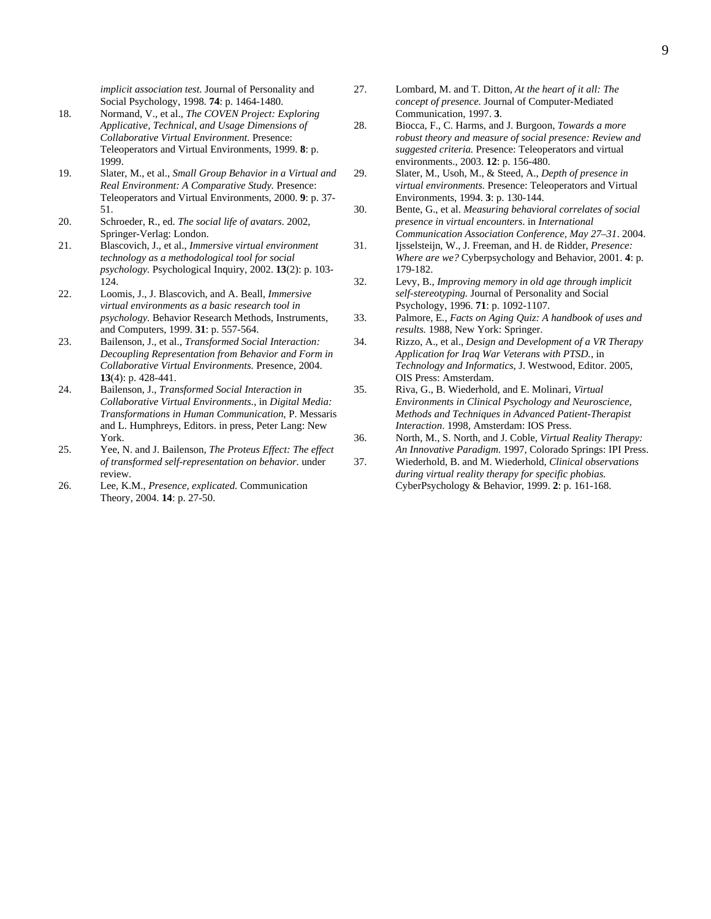*implicit association test.* Journal of Personality and Social Psychology, 1998. **74**: p. 1464-1480.

18. Normand, V., et al., *The COVEN Project: Exploring Applicative, Technical, and Usage Dimensions of Collaborative Virtual Environment.* Presence: Teleoperators and Virtual Environments, 1999. **8**: p. 1999.
19. Slater, M., et al., *Small Group Behavior in a Virtual and Real Environment: A Comparative Study.* Presence: Teleoperators and Virtual Environments, 2000. **9**: p. 37-51.
20. Schroeder, R., ed. *The social life of avatars*. 2002, Springer-Verlag: London.
21. Blascovich, J., et al., *Immersive virtual environment technology as a methodological tool for social psychology.* Psychological Inquiry, 2002. **13**(2): p. 103-124.
22. Loomis, J., J. Blascovich, and A. Beall, *Immersive virtual environments as a basic research tool in psychology.* Behavior Research Methods, Instruments, and Computers, 1999. **31**: p. 557-564.
23. Bailenson, J., et al., *Transformed Social Interaction: Decoupling Representation from Behavior and Form in Collaborative Virtual Environments.* Presence, 2004. **13**(4): p. 428-441.
24. Bailenson, J., *Transformed Social Interaction in Collaborative Virtual Environments.*, in *Digital Media: Transformations in Human Communication*, P. Messaris and L. Humphreys, Editors. in press, Peter Lang: New York.
25. Yee, N. and J. Bailenson, *The Proteus Effect: The effect of transformed self-representation on behavior.* under review.
26. Lee, K.M., *Presence, explicated.* Communication Theory, 2004. **14**: p. 27-50.
27. Lombard, M. and T. Ditton, *At the heart of it all: The concept of presence.* Journal of Computer-Mediated Communication, 1997. **3**.
28. Biocca, F., C. Harms, and J. Burgoon, *Towards a more robust theory and measure of social presence: Review and suggested criteria.* Presence: Teleoperators and virtual environments., 2003. **12**: p. 156-480.
29. Slater, M., Usoh, M., & Steed, A., *Depth of presence in virtual environments.* Presence: Teleoperators and Virtual Environments, 1994. **3**: p. 130-144.
30. Bente, G., et al. *Measuring behavioral correlates of social presence in virtual encounters*. in *International Communication Association Conference, May 27–31*. 2004.
31. Ijsselsteijn, W., J. Freeman, and H. de Ridder, *Presence: Where are we?* Cyberpsychology and Behavior, 2001. **4**: p. 179-182.
32. Levy, B., *Improving memory in old age through implicit self-stereotyping.* Journal of Personality and Social Psychology, 1996. **71**: p. 1092-1107.
33. Palmore, E., *Facts on Aging Quiz: A handbook of uses and results.* 1988, New York: Springer.
34. Rizzo, A., et al., *Design and Development of a VR Therapy Application for Iraq War Veterans with PTSD.*, in *Technology and Informatics*, J. Westwood, Editor. 2005, OIS Press: Amsterdam.
35. Riva, G., B. Wiederhold, and E. Molinari, *Virtual Environments in Clinical Psychology and Neuroscience, Methods and Techniques in Advanced Patient-Therapist Interaction*. 1998, Amsterdam: IOS Press.
36. North, M., S. North, and J. Coble, *Virtual Reality Therapy: An Innovative Paradigm.* 1997, Colorado Springs: IPI Press.
37. Wiederhold, B. and M. Wiederhold, *Clinical observations during virtual reality therapy for specific phobias.* CyberPsychology & Behavior, 1999. **2**: p. 161-168.